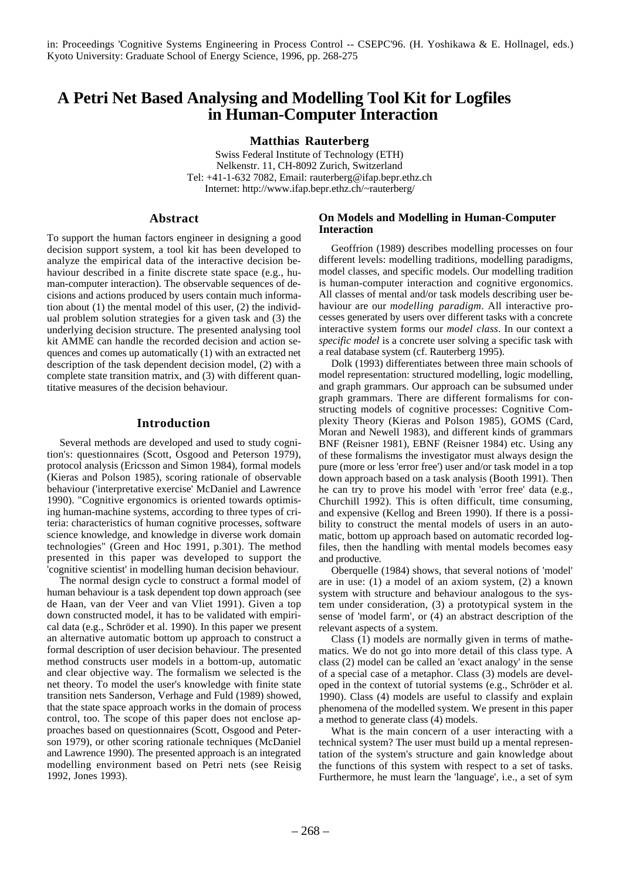in: Proceedings 'Cognitive Systems Engineering in Process Control -- CSEPC'96. (H. Yoshikawa & E. Hollnagel, eds.) Kyoto University: Graduate School of Energy Science, 1996, pp. 268-275

# A Petri Net Based Analysing and Modelling Tool Kit for Logfiles in Human-Computer Interaction

**Matthias Rauterberg**

Swiss Federal Institute of Technology (ETH)
Nelkenstr. 11, CH-8092 Zurich, Switzerland
Tel: +41-1-632 7082, Email: rauterberg@ifap.bepr.ethz.ch
Internet: http://www.ifap.bepr.ethz.ch/~rauterberg/

## Abstract

To support the human factors engineer in designing a good decision support system, a tool kit has been developed to analyze the empirical data of the interactive decision behaviour described in a finite discrete state space (e.g., human-computer interaction). The observable sequences of decisions and actions produced by users contain much information about (1) the mental model of this user, (2) the individual problem solution strategies for a given task and (3) the underlying decision structure. The presented analysing tool kit AMME can handle the recorded decision and action sequences and comes up automatically (1) with an extracted net description of the task dependent decision model, (2) with a complete state transition matrix, and (3) with different quantitative measures of the decision behaviour.

## Introduction

Several methods are developed and used to study cognition's: questionnaires (Scott, Osgood and Peterson 1979), protocol analysis (Ericsson and Simon 1984), formal models (Kieras and Polson 1985), scoring rationale of observable behaviour ('interpretative exercise' McDaniel and Lawrence 1990). "Cognitive ergonomics is oriented towards optimising human-machine systems, according to three types of criteria: characteristics of human cognitive processes, software science knowledge, and knowledge in diverse work domain technologies" (Green and Hoc 1991, p.301). The method presented in this paper was developed to support the 'cognitive scientist' in modelling human decision behaviour.

The normal design cycle to construct a formal model of human behaviour is a task dependent top down approach (see de Haan, van der Veer and van Vliet 1991). Given a top down constructed model, it has to be validated with empirical data (e.g., Schröder et al. 1990). In this paper we present an alternative automatic bottom up approach to construct a formal description of user decision behaviour. The presented method constructs user models in a bottom-up, automatic and clear objective way. The formalism we selected is the net theory. To model the user's knowledge with finite state transition nets Sanderson, Verhage and Fuld (1989) showed, that the state space approach works in the domain of process control, too. The scope of this paper does not enclose approaches based on questionnaires (Scott, Osgood and Peterson 1979), or other scoring rationale techniques (McDaniel and Lawrence 1990). The presented approach is an integrated modelling environment based on Petri nets (see Reisig 1992, Jones 1993).

### On Models and Modelling in Human-Computer Interaction

Geoffrion (1989) describes modelling processes on four different levels: modelling traditions, modelling paradigms, model classes, and specific models. Our modelling tradition is human-computer interaction and cognitive ergonomics. All classes of mental and/or task models describing user behaviour are our *modelling paradigm*. All interactive processes generated by users over different tasks with a concrete interactive system forms our *model class*. In our context a *specific model* is a concrete user solving a specific task with a real database system (cf. Rauterberg 1995).

Dolk (1993) differentiates between three main schools of model representation: structured modelling, logic modelling, and graph grammars. Our approach can be subsumed under graph grammars. There are different formalisms for constructing models of cognitive processes: Cognitive Complexity Theory (Kieras and Polson 1985), GOMS (Card, Moran and Newell 1983), and different kinds of grammars BNF (Reisner 1981), EBNF (Reisner 1984) etc. Using any of these formalisms the investigator must always design the pure (more or less 'error free') user and/or task model in a top down approach based on a task analysis (Booth 1991). Then he can try to prove his model with 'error free' data (e.g., Churchill 1992). This is often difficult, time consuming, and expensive (Kellog and Breen 1990). If there is a possibility to construct the mental models of users in an automatic, bottom up approach based on automatic recorded logfiles, then the handling with mental models becomes easy and productive.

Oberquelle (1984) shows, that several notions of 'model' are in use: (1) a model of an axiom system, (2) a known system with structure and behaviour analogous to the system under consideration, (3) a prototypical system in the sense of 'model farm', or (4) an abstract description of the relevant aspects of a system.

Class (1) models are normally given in terms of mathematics. We do not go into more detail of this class type. A class (2) model can be called an 'exact analogy' in the sense of a special case of a metaphor. Class (3) models are developed in the context of tutorial systems (e.g., Schröder et al. 1990). Class (4) models are useful to classify and explain phenomena of the modelled system. We present in this paper a method to generate class (4) models.

What is the main concern of a user interacting with a technical system? The user must build up a mental representation of the system's structure and gain knowledge about the functions of this system with respect to a set of tasks. Furthermore, he must learn the 'language', i.e., a set of sym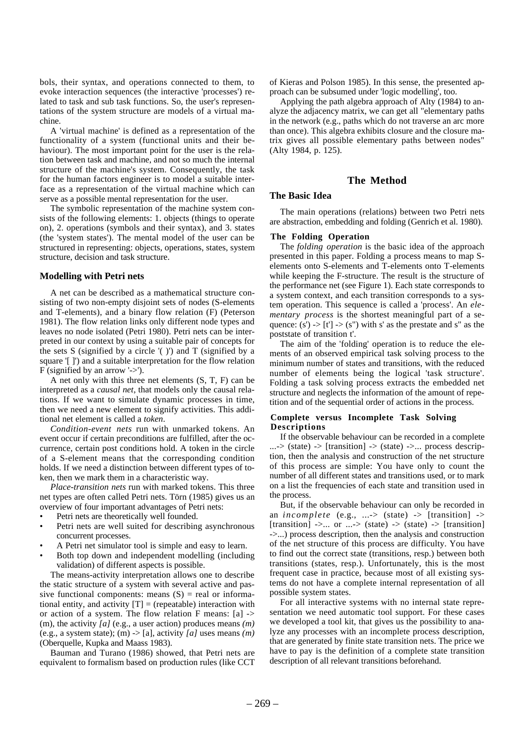bols, their syntax, and operations connected to them, to evoke interaction sequences (the interactive 'processes') related to task and sub task functions. So, the user's representations of the system structure are models of a virtual machine.

A 'virtual machine' is defined as a representation of the functionality of a system (functional units and their behaviour). The most important point for the user is the relation between task and machine, and not so much the internal structure of the machine's system. Consequently, the task for the human factors engineer is to model a suitable interface as a representation of the virtual machine which can serve as a possible mental representation for the user.

The symbolic representation of the machine system consists of the following elements: 1. objects (things to operate on), 2. operations (symbols and their syntax), and 3. states (the 'system states'). The mental model of the user can be structured in representing: objects, operations, states, system structure, decision and task structure.

### Modelling with Petri nets

A net can be described as a mathematical structure consisting of two non-empty disjoint sets of nodes (S-elements and T-elements), and a binary flow relation (F) (Peterson 1981). The flow relation links only different node types and leaves no node isolated (Petri 1980). Petri nets can be interpreted in our context by using a suitable pair of concepts for the sets S (signified by a circle '( )') and T (signified by a square '[ ]') and a suitable interpretation for the flow relation F (signified by an arrow '->').

A net only with this three net elements (S, T, F) can be interpreted as a *causal net*, that models only the causal relations. If we want to simulate dynamic processes in time, then we need a new element to signify activities. This additional net element is called a *token*.

*Condition-event nets* run with unmarked tokens. An event occur if certain preconditions are fulfilled, after the occurrence, certain post conditions hold. A token in the circle of a S-element means that the corresponding condition holds. If we need a distinction between different types of token, then we mark them in a characteristic way.

*Place-transition nets* run with marked tokens. This three net types are often called Petri nets. Törn (1985) gives us an overview of four important advantages of Petri nets:

- Petri nets are theoretically well founded.
- Petri nets are well suited for describing asynchronous concurrent processes.
- A Petri net simulator tool is simple and easy to learn.
- Both top down and independent modelling (including validation) of different aspects is possible.

The means-activity interpretation allows one to describe the static structure of a system with several active and passive functional components: means (S) = real or informational entity, and activity [T] = (repeatable) interaction with or action of a system. The flow relation F means: [a] -> (m), the activity *[a]* (e.g., a user action) produces means *(m)* (e.g., a system state); (m) -> [a], activity *[a]* uses means *(m)* (Oberquelle, Kupka and Maass 1983).

Bauman and Turano (1986) showed, that Petri nets are equivalent to formalism based on production rules (like CCT of Kieras and Polson 1985). In this sense, the presented approach can be subsumed under 'logic modelling', too.

Applying the path algebra approach of Alty (1984) to analyze the adjacency matrix, we can get all "elementary paths in the network (e.g., paths which do not traverse an arc more than once). This algebra exhibits closure and the closure matrix gives all possible elementary paths between nodes" (Alty 1984, p. 125).

## The Method

### The Basic Idea

The main operations (relations) between two Petri nets are abstraction, embedding and folding (Genrich et al. 1980).

#### The Folding Operation

The *folding operation* is the basic idea of the approach presented in this paper. Folding a process means to map S-elements onto S-elements and T-elements onto T-elements while keeping the F-structure. The result is the structure of the performance net (see Figure 1). Each state corresponds to a system context, and each transition corresponds to a system operation. This sequence is called a 'process'. An *elementary process* is the shortest meaningful part of a sequence: (s') -> [t'] -> (s") with s' as the prestate and s" as the poststate of transition t'.

The aim of the 'folding' operation is to reduce the elements of an observed empirical task solving process to the minimum number of states and transitions, with the reduced number of elements being the logical 'task structure'. Folding a task solving process extracts the embedded net structure and neglects the information of the amount of repetition and of the sequential order of actions in the process.

#### Complete versus Incomplete Task Solving Descriptions

If the observable behaviour can be recorded in a complete ...-> (state) -> [transition] -> (state) ->... process description, then the analysis and construction of the net structure of this process are simple: You have only to count the number of all different states and transitions used, or to mark on a list the frequencies of each state and transition used in the process.

But, if the observable behaviour can only be recorded in an *incomplete* (e.g., ...-> (state) -> [transition] -> [transition] ->... or ...-> (state) -> (state) -> [transition] ->...) process description, then the analysis and construction of the net structure of this process are difficulty. You have to find out the correct state (transitions, resp.) between both transitions (states, resp.). Unfortunately, this is the most frequent case in practice, because most of all existing systems do not have a complete internal representation of all possible system states.

For all interactive systems with no internal state representation we need automatic tool support. For these cases we developed a tool kit, that gives us the possibility to analyze any processes with an incomplete process description, that are generated by finite state transition nets. The price we have to pay is the definition of a complete state transition description of all relevant transitions beforehand.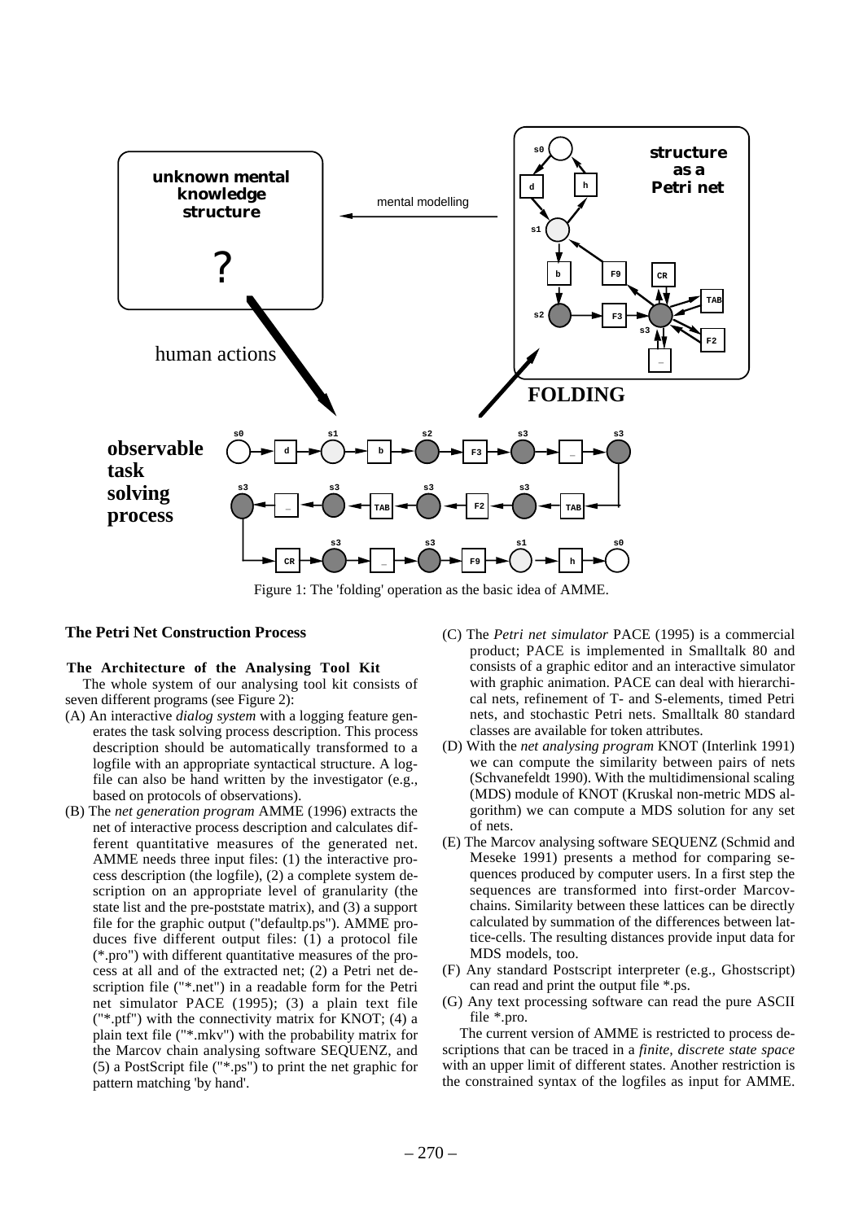Figure 1: The 'folding' operation as the basic idea of AMME.

## The Petri Net Construction Process

### The Architecture of the Analysing Tool Kit

The whole system of our analysing tool kit consists of seven different programs (see Figure 2):

(A) An interactive *dialog system* with a logging feature generates the task solving process description. This process description should be automatically transformed to a logfile with an appropriate syntactical structure. A logfile can also be hand written by the investigator (e.g., based on protocols of observations).

(B) The *net generation program* AMME (1996) extracts the net of interactive process description and calculates different quantitative measures of the generated net. AMME needs three input files: (1) the interactive process description (the logfile), (2) a complete system description on an appropriate level of granularity (the state list and the pre-poststate matrix), and (3) a support file for the graphic output ("defaultp.ps"). AMME produces five different output files: (1) a protocol file (*.pro") with different quantitative measures of the process at all and of the extracted net; (2) a Petri net description file ("*.net") in a readable form for the Petri net simulator PACE (1995); (3) a plain text file ("*.ptf") with the connectivity matrix for KNOT; (4) a plain text file ("*.mkv") with the probability matrix for the Marcov chain analysing software SEQUENZ, and (5) a PostScript file ("*.ps") to print the net graphic for pattern matching 'by hand'.

(C) The *Petri net simulator* PACE (1995) is a commercial product; PACE is implemented in Smalltalk 80 and consists of a graphic editor and an interactive simulator with graphic animation. PACE can deal with hierarchical nets, refinement of T- and S-elements, timed Petri nets, and stochastic Petri nets. Smalltalk 80 standard classes are available for token attributes.

(D) With the *net analysing program* KNOT (Interlink 1991) we can compute the similarity between pairs of nets (Schvanefeldt 1990). With the multidimensional scaling (MDS) module of KNOT (Kruskal non-metric MDS algorithm) we can compute a MDS solution for any set of nets.

(E) The Marcov analysing software SEQUENZ (Schmid and Meseke 1991) presents a method for comparing sequences produced by computer users. In a first step the sequences are transformed into first-order Marcov-chains. Similarity between these lattices can be directly calculated by summation of the differences between lattice-cells. The resulting distances provide input data for MDS models, too.

(F) Any standard Postscript interpreter (e.g., Ghostscript) can read and print the output file *.ps.

(G) Any text processing software can read the pure ASCII file *.pro.

The current version of AMME is restricted to process descriptions that can be traced in a *finite, discrete state space* with an upper limit of different states. Another restriction is the constrained syntax of the logfiles as input for AMME.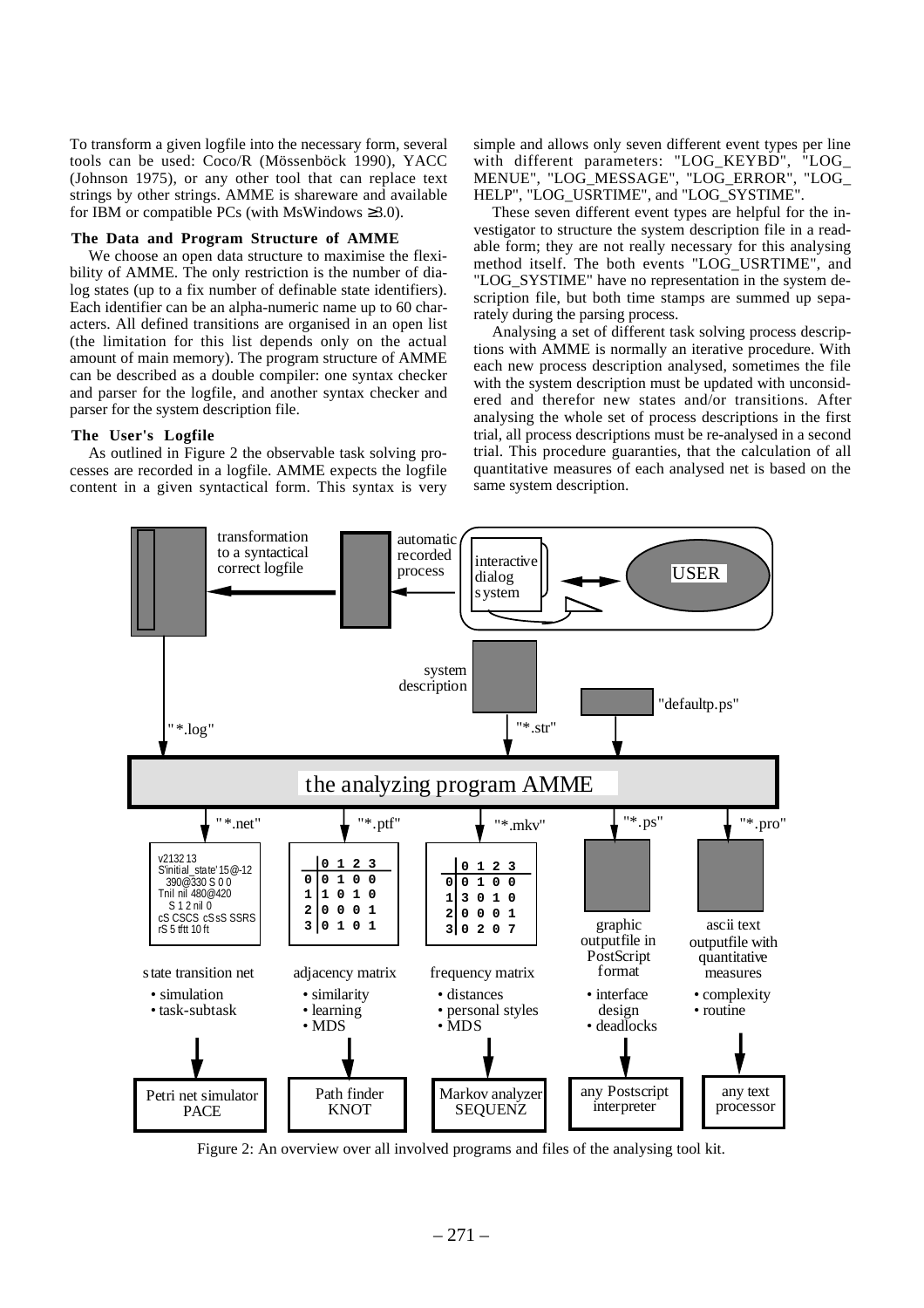To transform a given logfile into the necessary form, several tools can be used: Coco/R (Mössenböck 1990), YACC (Johnson 1975), or any other tool that can replace text strings by other strings. AMME is shareware and available for IBM or compatible PCs (with MsWindows ≥3.0).

### The Data and Program Structure of AMME

We choose an open data structure to maximise the flexibility of AMME. The only restriction is the number of dialog states (up to a fix number of definable state identifiers). Each identifier can be an alpha-numeric name up to 60 characters. All defined transitions are organised in an open list (the limitation for this list depends only on the actual amount of main memory). The program structure of AMME can be described as a double compiler: one syntax checker and parser for the logfile, and another syntax checker and parser for the system description file.

### The User's Logfile

As outlined in Figure 2 the observable task solving processes are recorded in a logfile. AMME expects the logfile content in a given syntactical form. This syntax is very simple and allows only seven different event types per line with different parameters: "LOG_KEYBD", "LOG_MENUE", "LOG_MESSAGE", "LOG_ERROR", "LOG_HELP", "LOG_USRTIME", and "LOG_SYSTIME".

These seven different event types are helpful for the investigator to structure the system description file in a readable form; they are not really necessary for this analysing method itself. The both events "LOG_USRTIME", and "LOG_SYSTIME" have no representation in the system description file, but both time stamps are summed up separately during the parsing process.

Analysing a set of different task solving process descriptions with AMME is normally an iterative procedure. With each new process description analysed, sometimes the file with the system description must be updated with unconsidered and therefor new states and/or transitions. After analysing the whole set of process descriptions in the first trial, all process descriptions must be re-analysed in a second trial. This procedure guaranties, that the calculation of all quantitative measures of each analysed net is based on the same system description.

Figure 2: An overview over all involved programs and files of the analysing tool kit.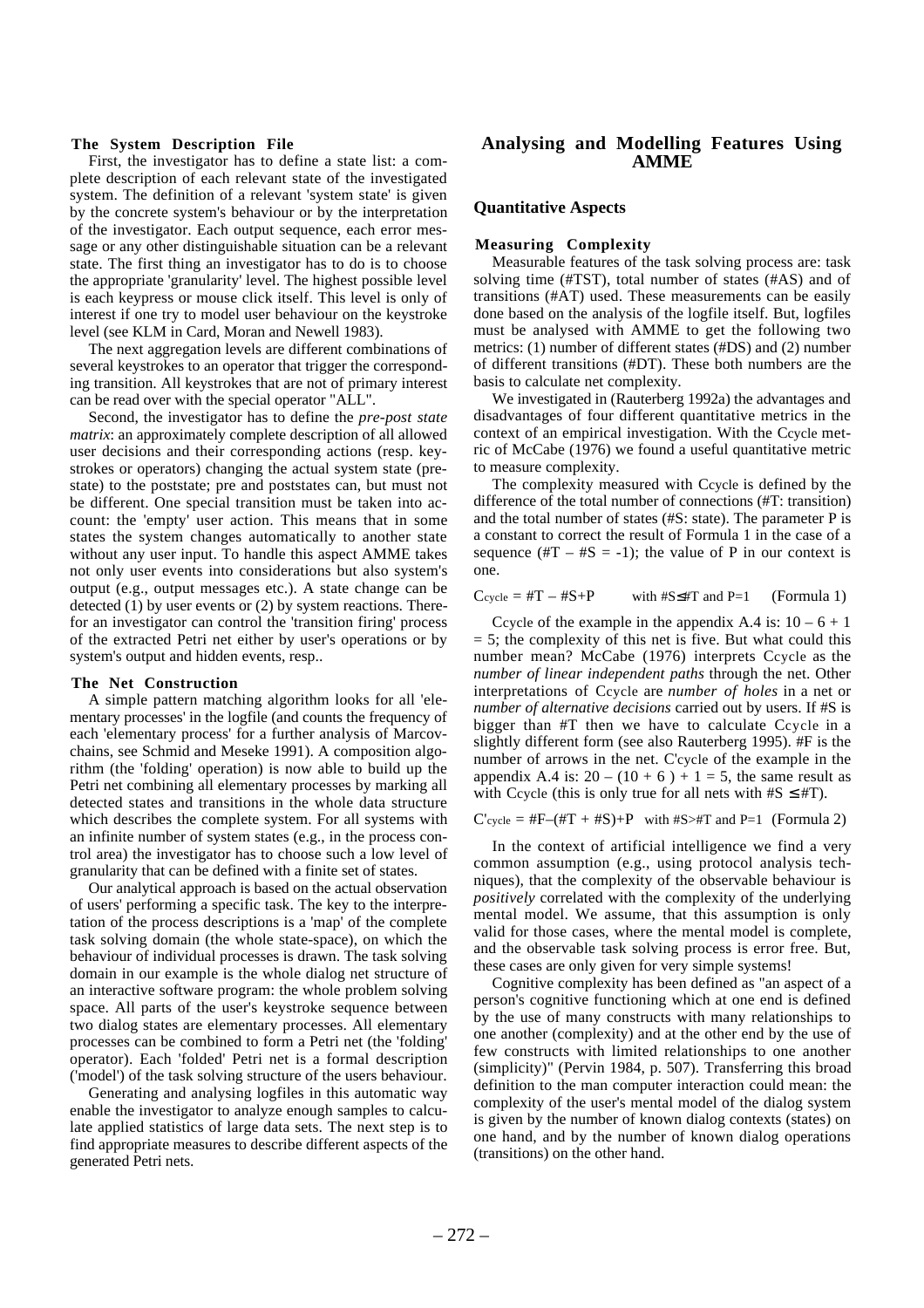### The System Description File

First, the investigator has to define a state list: a complete description of each relevant state of the investigated system. The definition of a relevant 'system state' is given by the concrete system's behaviour or by the interpretation of the investigator. Each output sequence, each error message or any other distinguishable situation can be a relevant state. The first thing an investigator has to do is to choose the appropriate 'granularity' level. The highest possible level is each keypress or mouse click itself. This level is only of interest if one try to model user behaviour on the keystroke level (see KLM in Card, Moran and Newell 1983).

The next aggregation levels are different combinations of several keystrokes to an operator that trigger the corresponding transition. All keystrokes that are not of primary interest can be read over with the special operator "ALL".

Second, the investigator has to define the *pre-post state matrix*: an approximately complete description of all allowed user decisions and their corresponding actions (resp. keystrokes or operators) changing the actual system state (prestate) to the poststate; pre and poststates can, but must not be different. One special transition must be taken into account: the 'empty' user action. This means that in some states the system changes automatically to another state without any user input. To handle this aspect AMME takes not only user events into considerations but also system's output (e.g., output messages etc.). A state change can be detected (1) by user events or (2) by system reactions. Therefor an investigator can control the 'transition firing' process of the extracted Petri net either by user's operations or by system's output and hidden events, resp..

### The Net Construction

A simple pattern matching algorithm looks for all 'elementary processes' in the logfile (and counts the frequency of each 'elementary process' for a further analysis of Marcovchains, see Schmid and Meseke 1991). A composition algorithm (the 'folding' operation) is now able to build up the Petri net combining all elementary processes by marking all detected states and transitions in the whole data structure which describes the complete system. For all systems with an infinite number of system states (e.g., in the process control area) the investigator has to choose such a low level of granularity that can be defined with a finite set of states.

Our analytical approach is based on the actual observation of users' performing a specific task. The key to the interpretation of the process descriptions is a 'map' of the complete task solving domain (the whole state-space), on which the behaviour of individual processes is drawn. The task solving domain in our example is the whole dialog net structure of an interactive software program: the whole problem solving space. All parts of the user's keystroke sequence between two dialog states are elementary processes. All elementary processes can be combined to form a Petri net (the 'folding' operator). Each 'folded' Petri net is a formal description ('model') of the task solving structure of the users behaviour.

Generating and analysing logfiles in this automatic way enable the investigator to analyze enough samples to calculate applied statistics of large data sets. The next step is to find appropriate measures to describe different aspects of the generated Petri nets.

## Analysing and Modelling Features Using AMME

### Quantitative Aspects

#### Measuring Complexity

Measurable features of the task solving process are: task solving time (#TST), total number of states (#AS) and of transitions (#AT) used. These measurements can be easily done based on the analysis of the logfile itself. But, logfiles must be analysed with AMME to get the following two metrics: (1) number of different states (#DS) and (2) number of different transitions (#DT). These both numbers are the basis to calculate net complexity.

We investigated in (Rauterberg 1992a) the advantages and disadvantages of four different quantitative metrics in the context of an empirical investigation. With the Ccycle metric of McCabe (1976) we found a useful quantitative metric to measure complexity.

The complexity measured with Ccycle is defined by the difference of the total number of connections (#T: transition) and the total number of states (#S: state). The parameter P is a constant to correct the result of Formula 1 in the case of a sequence (#T – #S = -1); the value of P in our context is one.

$$C_{cycle} = \#T - \#S + P \qquad \text{with } \#S \leq \#T \text{ and } P=1 \qquad \text{(Formula 1)}$$

Ccycle of the example in the appendix A.4 is: $10 - 6 + 1 = 5$; the complexity of this net is five. But what could this number mean? McCabe (1976) interprets Ccycle as the *number of linear independent paths* through the net. Other interpretations of Ccycle are *number of holes* in a net or *number of alternative decisions* carried out by users. If #S is bigger than #T then we have to calculate Ccycle in a slightly different form (see also Rauterberg 1995). #F is the number of arrows in the net. C'cycle of the example in the appendix A.4 is: $20 - (10 + 6) + 1 = 5$, the same result as with Ccycle (this is only true for all nets with #S ≤ #T).

$$C'_{cycle} = \#F - (\#T + \#S) + P \quad \text{with } \#S > \#T \text{ and } P=1 \quad \text{(Formula 2)}$$

In the context of artificial intelligence we find a very common assumption (e.g., using protocol analysis techniques), that the complexity of the observable behaviour is *positively* correlated with the complexity of the underlying mental model. We assume, that this assumption is only valid for those cases, where the mental model is complete, and the observable task solving process is error free. But, these cases are only given for very simple systems!

Cognitive complexity has been defined as "an aspect of a person's cognitive functioning which at one end is defined by the use of many constructs with many relationships to one another (complexity) and at the other end by the use of few constructs with limited relationships to one another (simplicity)" (Pervin 1984, p. 507). Transferring this broad definition to the man computer interaction could mean: the complexity of the user's mental model of the dialog system is given by the number of known dialog contexts (states) on one hand, and by the number of known dialog operations (transitions) on the other hand.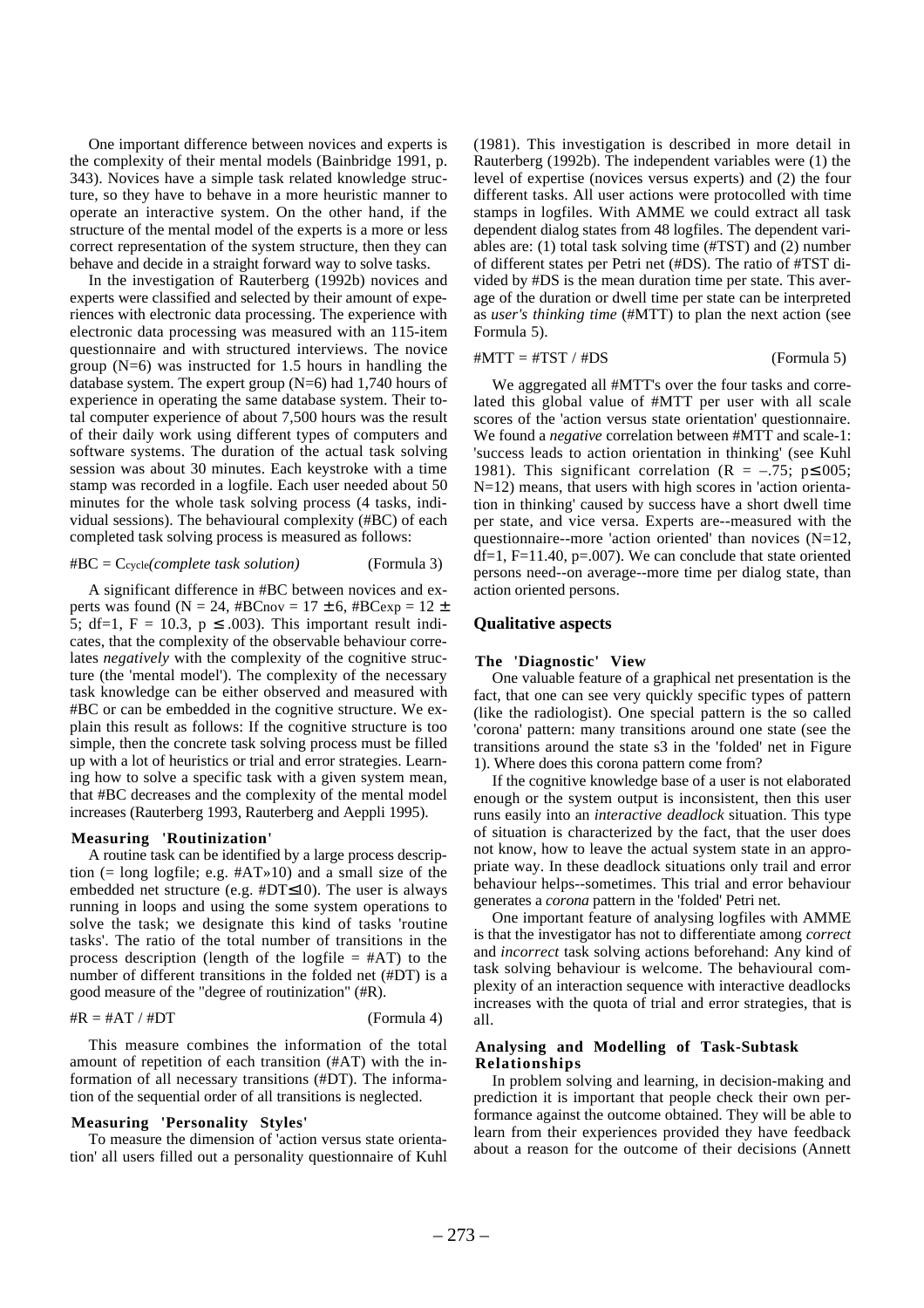One important difference between novices and experts is the complexity of their mental models (Bainbridge 1991, p. 343). Novices have a simple task related knowledge structure, so they have to behave in a more heuristic manner to operate an interactive system. On the other hand, if the structure of the mental model of the experts is a more or less correct representation of the system structure, then they can behave and decide in a straight forward way to solve tasks.

In the investigation of Rauterberg (1992b) novices and experts were classified and selected by their amount of experiences with electronic data processing. The experience with electronic data processing was measured with an 115-item questionnaire and with structured interviews. The novice group (N=6) was instructed for 1.5 hours in handling the database system. The expert group (N=6) had 1,740 hours of experience in operating the same database system. Their total computer experience of about 7,500 hours was the result of their daily work using different types of computers and software systems. The duration of the actual task solving session was about 30 minutes. Each keystroke with a time stamp was recorded in a logfile. Each user needed about 50 minutes for the whole task solving process (4 tasks, individual sessions). The behavioural complexity (#BC) of each completed task solving process is measured as follows:

$$\#BC = C_{cycle}(\textit{complete task solution}) \qquad \text{(Formula 3)}$$

A significant difference in #BC between novices and experts was found ($N = 24$, $\#BC_{nov} = 17 \pm 6$, $\#BC_{exp} = 12 \pm 5$; $df=1$, $F = 10.3$, $p \leq .003$). This important result indicates, that the complexity of the observable behaviour correlates *negatively* with the complexity of the cognitive structure (the 'mental model'). The complexity of the necessary task knowledge can be either observed and measured with #BC or can be embedded in the cognitive structure. We explain this result as follows: If the cognitive structure is too simple, then the concrete task solving process must be filled up with a lot of heuristics or trial and error strategies. Learning how to solve a specific task with a given system mean, that #BC decreases and the complexity of the mental model increases (Rauterberg 1993, Rauterberg and Aeppli 1995).

### Measuring 'Routinization'

A routine task can be identified by a large process description (= long logfile; e.g. $\#AT \gg 10$) and a small size of the embedded net structure (e.g. $\#DT \leq 10$). The user is always running in loops and using the some system operations to solve the task; we designate this kind of tasks 'routine tasks'. The ratio of the total number of transitions in the process description (length of the logfile = #AT) to the number of different transitions in the folded net (#DT) is a good measure of the "degree of routinization" (#R).

$$\#R = \#AT / \#DT \qquad \text{(Formula 4)}$$

This measure combines the information of the total amount of repetition of each transition (#AT) with the information of all necessary transitions (#DT). The information of the sequential order of all transitions is neglected.

### Measuring 'Personality Styles'

To measure the dimension of 'action versus state orientation' all users filled out a personality questionnaire of Kuhl (1981). This investigation is described in more detail in Rauterberg (1992b). The independent variables were (1) the level of expertise (novices versus experts) and (2) the four different tasks. All user actions were protocolled with time stamps in logfiles. With AMME we could extract all task dependent dialog states from 48 logfiles. The dependent variables are: (1) total task solving time (#TST) and (2) number of different states per Petri net (#DS). The ratio of #TST divided by #DS is the mean duration time per state. This average of the duration or dwell time per state can be interpreted as *user's thinking time* (#MTT) to plan the next action (see Formula 5).

$$\#MTT = \#TST / \#DS \qquad \text{(Formula 5)}$$

We aggregated all #MTT's over the four tasks and correlated this global value of #MTT per user with all scale scores of the 'action versus state orientation' questionnaire. We found a *negative* correlation between #MTT and scale-1: 'success leads to action orientation in thinking' (see Kuhl 1981). This significant correlation ($R = -.75$; $p \leq .005$; $N=12$) means, that users with high scores in 'action orientation in thinking' caused by success have a short dwell time per state, and vice versa. Experts are--measured with the questionnaire--more 'action oriented' than novices ($N=12$, $df=1$, $F=11.40$, $p=.007$). We can conclude that state oriented persons need--on average--more time per dialog state, than action oriented persons.

## Qualitative aspects

### The 'Diagnostic' View

One valuable feature of a graphical net presentation is the fact, that one can see very quickly specific types of pattern (like the radiologist). One special pattern is the so called 'corona' pattern: many transitions around one state (see the transitions around the state s3 in the 'folded' net in Figure 1). Where does this corona pattern come from?

If the cognitive knowledge base of a user is not elaborated enough or the system output is inconsistent, then this user runs easily into an *interactive deadlock* situation. This type of situation is characterized by the fact, that the user does not know, how to leave the actual system state in an appropriate way. In these deadlock situations only trail and error behaviour helps--sometimes. This trial and error behaviour generates a *corona* pattern in the 'folded' Petri net.

One important feature of analysing logfiles with AMME is that the investigator has not to differentiate among *correct* and *incorrect* task solving actions beforehand: Any kind of task solving behaviour is welcome. The behavioural complexity of an interaction sequence with interactive deadlocks increases with the quota of trial and error strategies, that is all.

### Analysing and Modelling of Task-Subtask Relationships

In problem solving and learning, in decision-making and prediction it is important that people check their own performance against the outcome obtained. They will be able to learn from their experiences provided they have feedback about a reason for the outcome of their decisions (Annett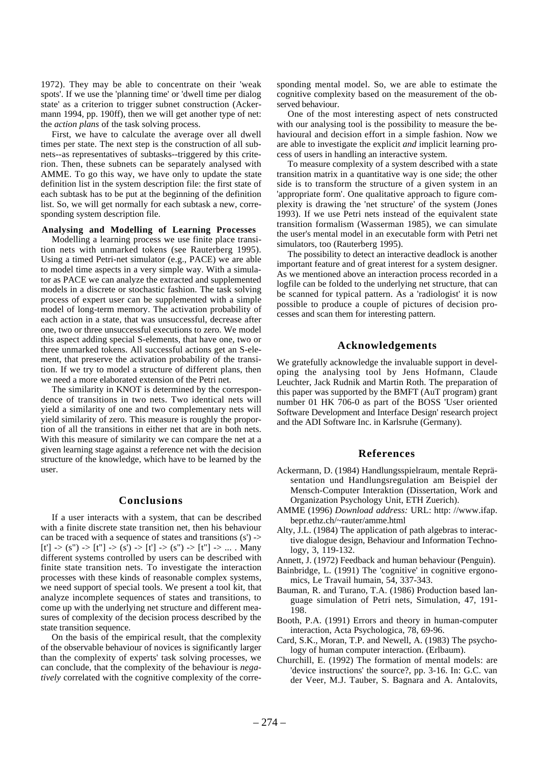1972). They may be able to concentrate on their 'weak spots'. If we use the 'planning time' or 'dwell time per dialog state' as a criterion to trigger subnet construction (Ackermann 1994, pp. 190ff), then we will get another type of net: the *action plans* of the task solving process.

First, we have to calculate the average over all dwell times per state. The next step is the construction of all subnets--as representatives of subtasks--triggered by this criterion. Then, these subnets can be separately analysed with AMME. To go this way, we have only to update the state definition list in the system description file: the first state of each subtask has to be put at the beginning of the definition list. So, we will get normally for each subtask a new, corresponding system description file.

#### Analysing and Modelling of Learning Processes

Modelling a learning process we use finite place transition nets with unmarked tokens (see Rauterberg 1995). Using a timed Petri-net simulator (e.g., PACE) we are able to model time aspects in a very simple way. With a simulator as PACE we can analyze the extracted and supplemented models in a discrete or stochastic fashion. The task solving process of expert user can be supplemented with a simple model of long-term memory. The activation probability of each action in a state, that was unsuccessful, decrease after one, two or three unsuccessful executions to zero. We model this aspect adding special S-elements, that have one, two or three unmarked tokens. All successful actions get an S-element, that preserve the activation probability of the transition. If we try to model a structure of different plans, then we need a more elaborated extension of the Petri net.

The similarity in KNOT is determined by the correspondence of transitions in two nets. Two identical nets will yield a similarity of one and two complementary nets will yield similarity of zero. This measure is roughly the proportion of all the transitions in either net that are in both nets. With this measure of similarity we can compare the net at a given learning stage against a reference net with the decision structure of the knowledge, which have to be learned by the user.

## Conclusions

If a user interacts with a system, that can be described with a finite discrete state transition net, then his behaviour can be traced with a sequence of states and transitions (s') -> [t'] -> (s") -> [t"] -> (s') -> [t'] -> (s") -> [t"] -> ... . Many different systems controlled by users can be described with finite state transition nets. To investigate the interaction processes with these kinds of reasonable complex systems, we need support of special tools. We present a tool kit, that analyze incomplete sequences of states and transitions, to come up with the underlying net structure and different measures of complexity of the decision process described by the state transition sequence.

On the basis of the empirical result, that the complexity of the observable behaviour of novices is significantly larger than the complexity of experts' task solving processes, we can conclude, that the complexity of the behaviour is *negatively* correlated with the cognitive complexity of the corresponding mental model. So, we are able to estimate the cognitive complexity based on the measurement of the observed behaviour.

One of the most interesting aspect of nets constructed with our analysing tool is the possibility to measure the behavioural and decision effort in a simple fashion. Now we are able to investigate the explicit *and* implicit learning process of users in handling an interactive system.

To measure complexity of a system described with a state transition matrix in a quantitative way is one side; the other side is to transform the structure of a given system in an 'appropriate form'. One qualitative approach to figure complexity is drawing the 'net structure' of the system (Jones 1993). If we use Petri nets instead of the equivalent state transition formalism (Wasserman 1985), we can simulate the user's mental model in an executable form with Petri net simulators, too (Rauterberg 1995).

The possibility to detect an interactive deadlock is another important feature and of great interest for a system designer. As we mentioned above an interaction process recorded in a logfile can be folded to the underlying net structure, that can be scanned for typical pattern. As a 'radiologist' it is now possible to produce a couple of pictures of decision processes and scan them for interesting pattern.

## Acknowledgements

We gratefully acknowledge the invaluable support in developing the analysing tool by Jens Hofmann, Claude Leuchter, Jack Rudnik and Martin Roth. The preparation of this paper was supported by the BMFT (AuT program) grant number 01 HK 706-0 as part of the BOSS 'User oriented Software Development and Interface Design' research project and the ADI Software Inc. in Karlsruhe (Germany).

## References

Ackermann, D. (1984) Handlungsspielraum, mentale Repräsentation und Handlungsregulation am Beispiel der Mensch-Computer Interaktion (Dissertation, Work and Organization Psychology Unit, ETH Zuerich).

AMME (1996) *Download address:* URL: http: //www.ifap.bepr.ethz.ch/~rauter/amme.html

Alty, J.L. (1984) The application of path algebras to interactive dialogue design, Behaviour and Information Technology, 3, 119-132.

Annett, J. (1972) Feedback and human behaviour (Penguin).

Bainbridge, L. (1991) The 'cognitive' in cognitive ergonomics, Le Travail humain, 54, 337-343.

Bauman, R. and Turano, T.A. (1986) Production based language simulation of Petri nets, Simulation, 47, 191-198.

Booth, P.A. (1991) Errors and theory in human-computer interaction, Acta Psychologica, 78, 69-96.

Card, S.K., Moran, T.P. and Newell, A. (1983) The psychology of human computer interaction. (Erlbaum).

Churchill, E. (1992) The formation of mental models: are 'device instructions' the source?, pp. 3-16. In: G.C. van der Veer, M.J. Tauber, S. Bagnara and A. Antalovits,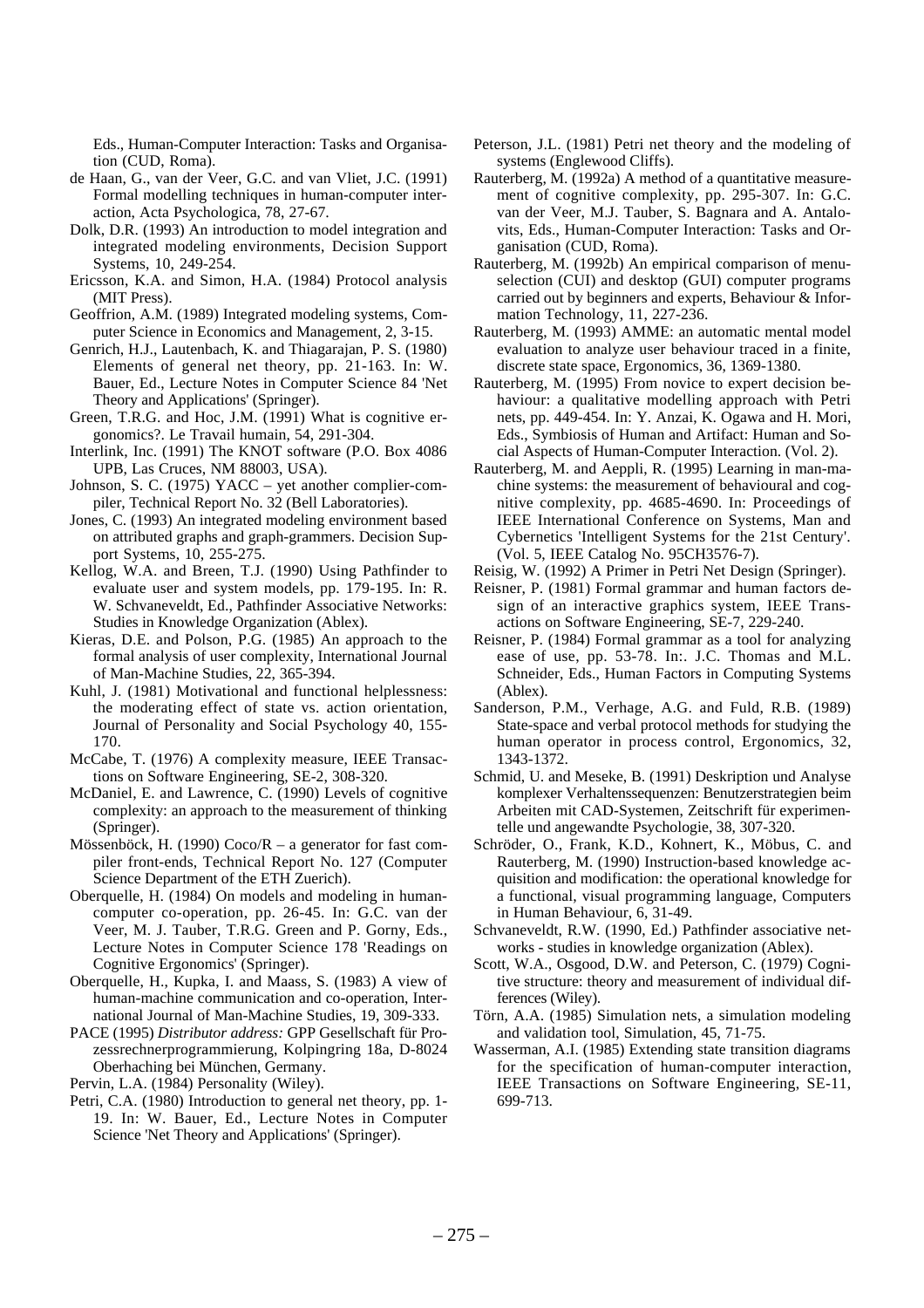Eds., Human-Computer Interaction: Tasks and Organisation (CUD, Roma).

de Haan, G., van der Veer, G.C. and van Vliet, J.C. (1991) Formal modelling techniques in human-computer interaction, Acta Psychologica, 78, 27-67.

Dolk, D.R. (1993) An introduction to model integration and integrated modeling environments, Decision Support Systems, 10, 249-254.

Ericsson, K.A. and Simon, H.A. (1984) Protocol analysis (MIT Press).

Geoffrion, A.M. (1989) Integrated modeling systems, Computer Science in Economics and Management, 2, 3-15.

Genrich, H.J., Lautenbach, K. and Thiagarajan, P. S. (1980) Elements of general net theory, pp. 21-163. In: W. Bauer, Ed., Lecture Notes in Computer Science 84 'Net Theory and Applications' (Springer).

Green, T.R.G. and Hoc, J.M. (1991) What is cognitive ergonomics?. Le Travail humain, 54, 291-304.

Interlink, Inc. (1991) The KNOT software (P.O. Box 4086 UPB, Las Cruces, NM 88003, USA).

Johnson, S. C. (1975) YACC – yet another complier-compiler, Technical Report No. 32 (Bell Laboratories).

Jones, C. (1993) An integrated modeling environment based on attributed graphs and graph-grammers. Decision Support Systems, 10, 255-275.

Kellog, W.A. and Breen, T.J. (1990) Using Pathfinder to evaluate user and system models, pp. 179-195. In: R. W. Schvaneveldt, Ed., Pathfinder Associative Networks: Studies in Knowledge Organization (Ablex).

Kieras, D.E. and Polson, P.G. (1985) An approach to the formal analysis of user complexity, International Journal of Man-Machine Studies, 22, 365-394.

Kuhl, J. (1981) Motivational and functional helplessness: the moderating effect of state vs. action orientation, Journal of Personality and Social Psychology 40, 155-170.

McCabe, T. (1976) A complexity measure, IEEE Transactions on Software Engineering, SE-2, 308-320.

McDaniel, E. and Lawrence, C. (1990) Levels of cognitive complexity: an approach to the measurement of thinking (Springer).

Mössenböck, H. (1990) Coco/R – a generator for fast compiler front-ends, Technical Report No. 127 (Computer Science Department of the ETH Zuerich).

Oberquelle, H. (1984) On models and modeling in human-computer co-operation, pp. 26-45. In: G.C. van der Veer, M. J. Tauber, T.R.G. Green and P. Gorny, Eds., Lecture Notes in Computer Science 178 'Readings on Cognitive Ergonomics' (Springer).

Oberquelle, H., Kupka, I. and Maass, S. (1983) A view of human-machine communication and co-operation, International Journal of Man-Machine Studies, 19, 309-333.

PACE (1995) *Distributor address:* GPP Gesellschaft für Prozessrechnerprogrammierung, Kolpingring 18a, D-8024 Oberhaching bei München, Germany.

Pervin, L.A. (1984) Personality (Wiley).

Petri, C.A. (1980) Introduction to general net theory, pp. 1-19. In: W. Bauer, Ed., Lecture Notes in Computer Science 'Net Theory and Applications' (Springer).

Peterson, J.L. (1981) Petri net theory and the modeling of systems (Englewood Cliffs).

Rauterberg, M. (1992a) A method of a quantitative measurement of cognitive complexity, pp. 295-307. In: G.C. van der Veer, M.J. Tauber, S. Bagnara and A. Antalovits, Eds., Human-Computer Interaction: Tasks and Organisation (CUD, Roma).

Rauterberg, M. (1992b) An empirical comparison of menu-selection (CUI) and desktop (GUI) computer programs carried out by beginners and experts, Behaviour & Information Technology, 11, 227-236.

Rauterberg, M. (1993) AMME: an automatic mental model evaluation to analyze user behaviour traced in a finite, discrete state space, Ergonomics, 36, 1369-1380.

Rauterberg, M. (1995) From novice to expert decision behaviour: a qualitative modelling approach with Petri nets, pp. 449-454. In: Y. Anzai, K. Ogawa and H. Mori, Eds., Symbiosis of Human and Artifact: Human and Social Aspects of Human-Computer Interaction. (Vol. 2).

Rauterberg, M. and Aeppli, R. (1995) Learning in man-machine systems: the measurement of behavioural and cognitive complexity, pp. 4685-4690. In: Proceedings of IEEE International Conference on Systems, Man and Cybernetics 'Intelligent Systems for the 21st Century'. (Vol. 5, IEEE Catalog No. 95CH3576-7).

Reisig, W. (1992) A Primer in Petri Net Design (Springer).

Reisner, P. (1981) Formal grammar and human factors design of an interactive graphics system, IEEE Transactions on Software Engineering, SE-7, 229-240.

Reisner, P. (1984) Formal grammar as a tool for analyzing ease of use, pp. 53-78. In:. J.C. Thomas and M.L. Schneider, Eds., Human Factors in Computing Systems (Ablex).

Sanderson, P.M., Verhage, A.G. and Fuld, R.B. (1989) State-space and verbal protocol methods for studying the human operator in process control, Ergonomics, 32, 1343-1372.

Schmid, U. and Meseke, B. (1991) Deskription und Analyse komplexer Verhaltenssequenzen: Benutzerstrategien beim Arbeiten mit CAD-Systemen, Zeitschrift für experimentelle und angewandte Psychologie, 38, 307-320.

Schröder, O., Frank, K.D., Kohnert, K., Möbus, C. and Rauterberg, M. (1990) Instruction-based knowledge acquisition and modification: the operational knowledge for a functional, visual programming language, Computers in Human Behaviour, 6, 31-49.

Schvaneveldt, R.W. (1990, Ed.) Pathfinder associative networks - studies in knowledge organization (Ablex).

Scott, W.A., Osgood, D.W. and Peterson, C. (1979) Cognitive structure: theory and measurement of individual differences (Wiley).

Törn, A.A. (1985) Simulation nets, a simulation modeling and validation tool, Simulation, 45, 71-75.

Wasserman, A.I. (1985) Extending state transition diagrams for the specification of human-computer interaction, IEEE Transactions on Software Engineering, SE-11, 699-713.